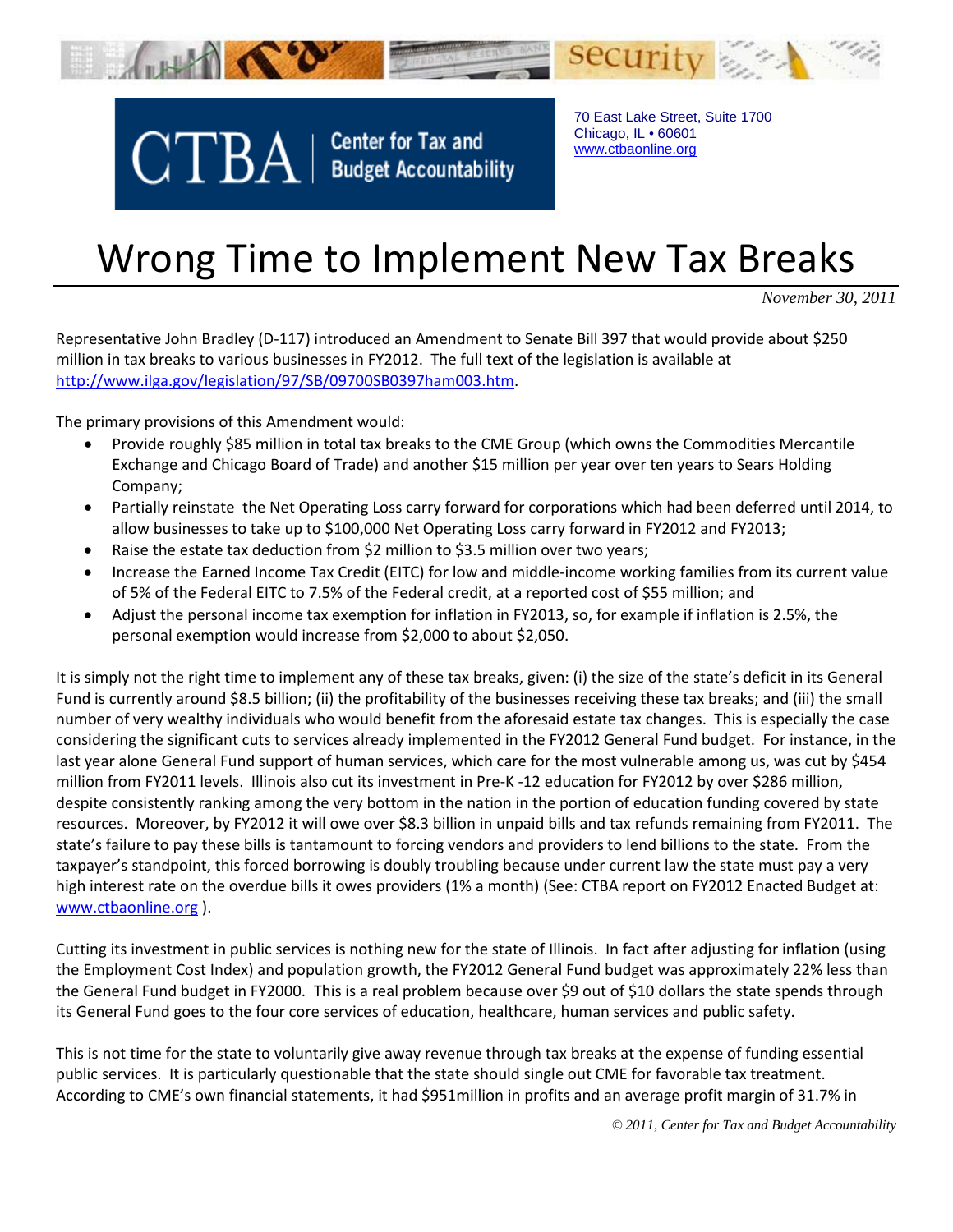CTBA | Center for Tax and Budget Accountability

70 East Lake Street, Suite 1700
Chicago, IL • 60601
www.ctbaonline.org

# Wrong Time to Implement New Tax Breaks

*November 30, 2011*

Representative John Bradley (D-117) introduced an Amendment to Senate Bill 397 that would provide about $250 million in tax breaks to various businesses in FY2012. The full text of the legislation is available at http://www.ilga.gov/legislation/97/SB/09700SB0397ham003.htm.

The primary provisions of this Amendment would:

- Provide roughly $85 million in total tax breaks to the CME Group (which owns the Commodities Mercantile Exchange and Chicago Board of Trade) and another $15 million per year over ten years to Sears Holding Company;
- Partially reinstate the Net Operating Loss carry forward for corporations which had been deferred until 2014, to allow businesses to take up to $100,000 Net Operating Loss carry forward in FY2012 and FY2013;
- Raise the estate tax deduction from $2 million to $3.5 million over two years;
- Increase the Earned Income Tax Credit (EITC) for low and middle-income working families from its current value of 5% of the Federal EITC to 7.5% of the Federal credit, at a reported cost of $55 million; and
- Adjust the personal income tax exemption for inflation in FY2013, so, for example if inflation is 2.5%, the personal exemption would increase from $2,000 to about $2,050.

It is simply not the right time to implement any of these tax breaks, given: (i) the size of the state's deficit in its General Fund is currently around $8.5 billion; (ii) the profitability of the businesses receiving these tax breaks; and (iii) the small number of very wealthy individuals who would benefit from the aforesaid estate tax changes. This is especially the case considering the significant cuts to services already implemented in the FY2012 General Fund budget. For instance, in the last year alone General Fund support of human services, which care for the most vulnerable among us, was cut by $454 million from FY2011 levels. Illinois also cut its investment in Pre-K -12 education for FY2012 by over $286 million, despite consistently ranking among the very bottom in the nation in the portion of education funding covered by state resources. Moreover, by FY2012 it will owe over $8.3 billion in unpaid bills and tax refunds remaining from FY2011. The state's failure to pay these bills is tantamount to forcing vendors and providers to lend billions to the state. From the taxpayer's standpoint, this forced borrowing is doubly troubling because under current law the state must pay a very high interest rate on the overdue bills it owes providers (1% a month) (See: CTBA report on FY2012 Enacted Budget at: www.ctbaonline.org ).

Cutting its investment in public services is nothing new for the state of Illinois. In fact after adjusting for inflation (using the Employment Cost Index) and population growth, the FY2012 General Fund budget was approximately 22% less than the General Fund budget in FY2000. This is a real problem because over $9 out of $10 dollars the state spends through its General Fund goes to the four core services of education, healthcare, human services and public safety.

This is not time for the state to voluntarily give away revenue through tax breaks at the expense of funding essential public services. It is particularly questionable that the state should single out CME for favorable tax treatment. According to CME's own financial statements, it had $951million in profits and an average profit margin of 31.7% in

© 2011, Center for Tax and Budget Accountability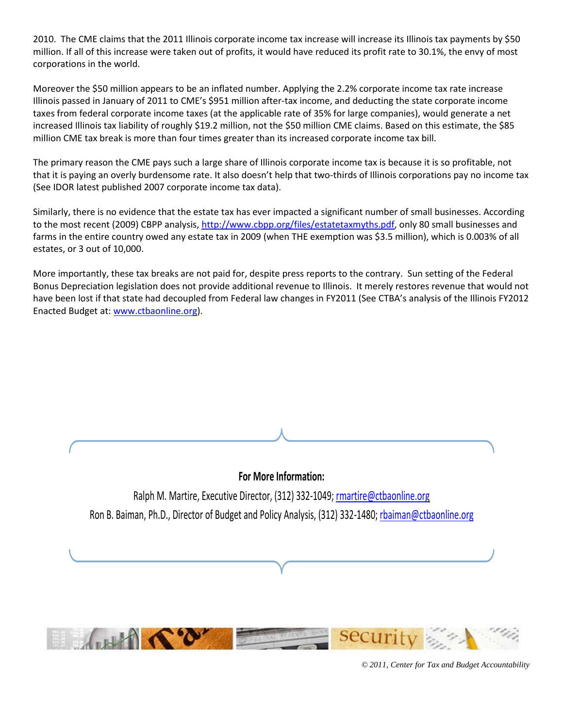2010. The CME claims that the 2011 Illinois corporate income tax increase will increase its Illinois tax payments by $50 million. If all of this increase were taken out of profits, it would have reduced its profit rate to 30.1%, the envy of most corporations in the world.

Moreover the $50 million appears to be an inflated number. Applying the 2.2% corporate income tax rate increase Illinois passed in January of 2011 to CME's $951 million after-tax income, and deducting the state corporate income taxes from federal corporate income taxes (at the applicable rate of 35% for large companies), would generate a net increased Illinois tax liability of roughly $19.2 million, not the $50 million CME claims. Based on this estimate, the $85 million CME tax break is more than four times greater than its increased corporate income tax bill.

The primary reason the CME pays such a large share of Illinois corporate income tax is because it is so profitable, not that it is paying an overly burdensome rate. It also doesn't help that two-thirds of Illinois corporations pay no income tax (See IDOR latest published 2007 corporate income tax data).

Similarly, there is no evidence that the estate tax has ever impacted a significant number of small businesses. According to the most recent (2009) CBPP analysis, http://www.cbpp.org/files/estatetaxmyths.pdf, only 80 small businesses and farms in the entire country owed any estate tax in 2009 (when THE exemption was $3.5 million), which is 0.003% of all estates, or 3 out of 10,000.

More importantly, these tax breaks are not paid for, despite press reports to the contrary. Sun setting of the Federal Bonus Depreciation legislation does not provide additional revenue to Illinois. It merely restores revenue that would not have been lost if that state had decoupled from Federal law changes in FY2011 (See CTBA's analysis of the Illinois FY2012 Enacted Budget at: www.ctbaonline.org).

**For More Information:**

Ralph M. Martire, Executive Director, (312) 332-1049; rmartire@ctbaonline.org

Ron B. Baiman, Ph.D., Director of Budget and Policy Analysis, (312) 332-1480; rbaiman@ctbaonline.org

*© 2011, Center for Tax and Budget Accountability*